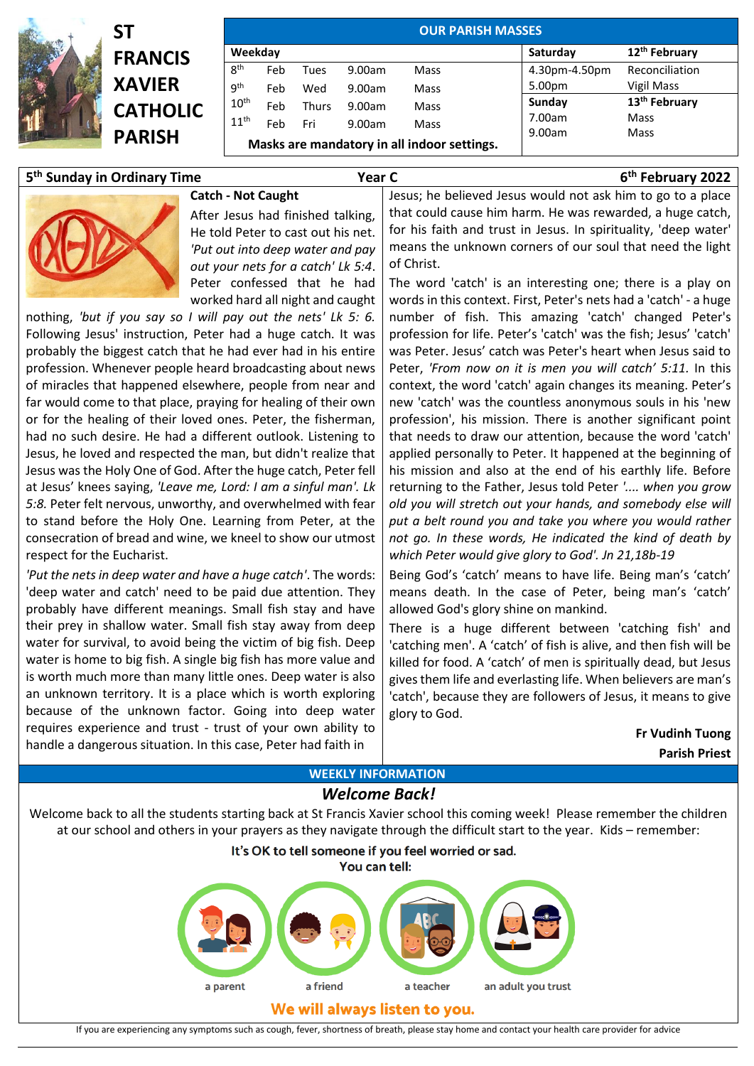# ST FRANCIS XAVIER CATHOLIC PARISH

| OUR PARISH MASSES | | | | | | |
|---|---|---|---|---|---|---|
| **Weekday** | | | | | **Saturday** | **12th February** |
| 8th | Feb | Tues | 9.00am | Mass | 4.30pm-4.50pm | Reconciliation |
| 9th | Feb | Wed | 9.00am | Mass | 5.00pm | Vigil Mass |
| 10th | Feb | Thurs | 9.00am | Mass | **Sunday** | **13th February** |
| 11th | Feb | Fri | 9.00am | Mass | 7.00am | Mass |
| | | | | | 9.00am | Mass |

**Masks are mandatory in all indoor settings.**

**5th Sunday in Ordinary Time** **Year C** **6th February 2022**

## Catch - Not Caught

After Jesus had finished talking, He told Peter to cast out his net. *'Put out into deep water and pay out your nets for a catch' Lk 5:4*. Peter confessed that he had worked hard all night and caught nothing, *'but if you say so I will pay out the nets' Lk 5: 6.* Following Jesus' instruction, Peter had a huge catch. It was probably the biggest catch that he had ever had in his entire profession. Whenever people heard broadcasting about news of miracles that happened elsewhere, people from near and far would come to that place, praying for healing of their own or for the healing of their loved ones. Peter, the fisherman, had no such desire. He had a different outlook. Listening to Jesus, he loved and respected the man, but didn't realize that Jesus was the Holy One of God. After the huge catch, Peter fell at Jesus' knees saying, *'Leave me, Lord: I am a sinful man'. Lk 5:8.* Peter felt nervous, unworthy, and overwhelmed with fear to stand before the Holy One. Learning from Peter, at the consecration of bread and wine, we kneel to show our utmost respect for the Eucharist.

*'Put the nets in deep water and have a huge catch'*. The words: 'deep water and catch' need to be paid due attention. They probably have different meanings. Small fish stay and have their prey in shallow water. Small fish stay away from deep water for survival, to avoid being the victim of big fish. Deep water is home to big fish. A single big fish has more value and is worth much more than many little ones. Deep water is also an unknown territory. It is a place which is worth exploring because of the unknown factor. Going into deep water requires experience and trust - trust of your own ability to handle a dangerous situation. In this case, Peter had faith in Jesus; he believed Jesus would not ask him to go to a place that could cause him harm. He was rewarded, a huge catch, for his faith and trust in Jesus. In spirituality, 'deep water' means the unknown corners of our soul that need the light of Christ.

The word 'catch' is an interesting one; there is a play on words in this context. First, Peter's nets had a 'catch' - a huge number of fish. This amazing 'catch' changed Peter's profession for life. Peter's 'catch' was the fish; Jesus' 'catch' was Peter. Jesus' catch was Peter's heart when Jesus said to Peter, *'From now on it is men you will catch' 5:11.* In this context, the word 'catch' again changes its meaning. Peter's new 'catch' was the countless anonymous souls in his 'new profession', his mission. There is another significant point that needs to draw our attention, because the word 'catch' applied personally to Peter. It happened at the beginning of his mission and also at the end of his earthly life. Before returning to the Father, Jesus told Peter *'.... when you grow old you will stretch out your hands, and somebody else will put a belt round you and take you where you would rather not go. In these words, He indicated the kind of death by which Peter would give glory to God'. Jn 21,18b-19*

Being God's 'catch' means to have life. Being man's 'catch' means death. In the case of Peter, being man's 'catch' allowed God's glory shine on mankind.

There is a huge different between 'catching fish' and 'catching men'. A 'catch' of fish is alive, and then fish will be killed for food. A 'catch' of men is spiritually dead, but Jesus gives them life and everlasting life. When believers are man's 'catch', because they are followers of Jesus, it means to give glory to God.

**Fr Vudinh Tuong**
**Parish Priest**

## WEEKLY INFORMATION

### *Welcome Back!*

Welcome back to all the students starting back at St Francis Xavier school this coming week! Please remember the children at our school and others in your prayers as they navigate through the difficult start to the year. Kids – remember:

It's OK to tell someone if you feel worried or sad.
You can tell:

a parent · a friend · a teacher · an adult you trust

**We will always listen to you.**

If you are experiencing any symptoms such as cough, fever, shortness of breath, please stay home and contact your health care provider for advice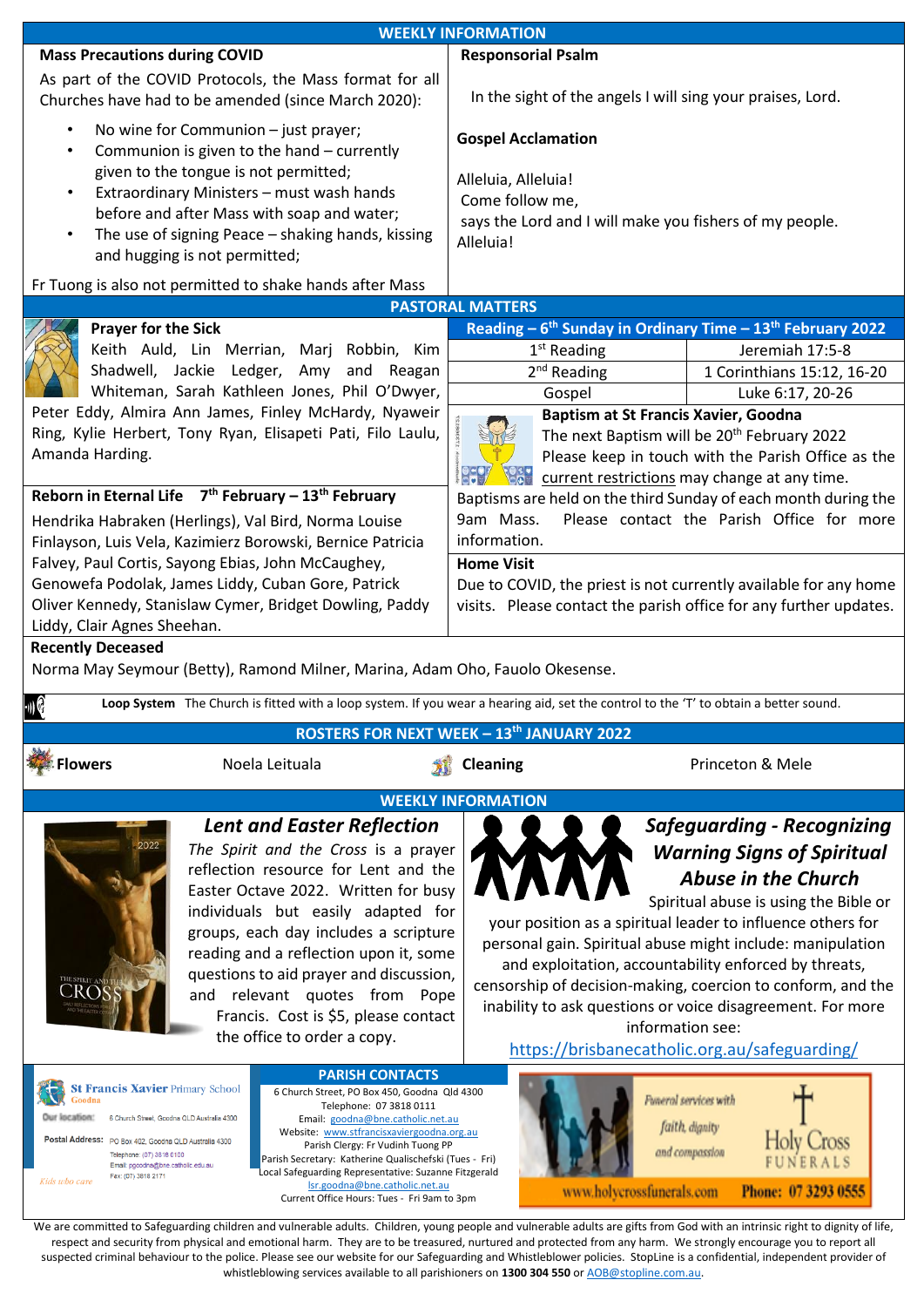## WEEKLY INFORMATION

### Mass Precautions during COVID

As part of the COVID Protocols, the Mass format for all Churches have had to be amended (since March 2020):

- No wine for Communion – just prayer;
- Communion is given to the hand – currently given to the tongue is not permitted;
- Extraordinary Ministers – must wash hands before and after Mass with soap and water;
- The use of signing Peace – shaking hands, kissing and hugging is not permitted;

Fr Tuong is also not permitted to shake hands after Mass

### Responsorial Psalm

In the sight of the angels I will sing your praises, Lord.

### Gospel Acclamation

Alleluia, Alleluia!
Come follow me,
says the Lord and I will make you fishers of my people.
Alleluia!

## PASTORAL MATTERS

### Prayer for the Sick

Keith Auld, Lin Merrian, Marj Robbin, Kim Shadwell, Jackie Ledger, Amy and Reagan Whiteman, Sarah Kathleen Jones, Phil O'Dwyer, Peter Eddy, Almira Ann James, Finley McHardy, Nyaweir Ring, Kylie Herbert, Tony Ryan, Elisapeti Pati, Filo Laulu, Amanda Harding.

### Reborn in Eternal Life 7th February – 13th February

Hendrika Habraken (Herlings), Val Bird, Norma Louise Finlayson, Luis Vela, Kazimierz Borowski, Bernice Patricia Falvey, Paul Cortis, Sayong Ebias, John McCaughey, Genowefa Podolak, James Liddy, Cuban Gore, Patrick Oliver Kennedy, Stanislaw Cymer, Bridget Dowling, Paddy Liddy, Clair Agnes Sheehan.

### Reading – 6th Sunday in Ordinary Time – 13th February 2022

| | |
|---|---|
| 1st Reading | Jeremiah 17:5-8 |
| 2nd Reading | 1 Corinthians 15:12, 16-20 |
| Gospel | Luke 6:17, 20-26 |

### Baptism at St Francis Xavier, Goodna

The next Baptism will be 20th February 2022
Please keep in touch with the Parish Office as the current restrictions may change at any time.
Baptisms are held on the third Sunday of each month during the 9am Mass. Please contact the Parish Office for more information.

### Home Visit

Due to COVID, the priest is not currently available for any home visits. Please contact the parish office for any further updates.

### Recently Deceased

Norma May Seymour (Betty), Ramond Milner, Marina, Adam Oho, Fauolo Okesense.

**Loop System** The Church is fitted with a loop system. If you wear a hearing aid, set the control to the 'T' to obtain a better sound.

## ROSTERS FOR NEXT WEEK – 13th JANUARY 2022

| | | | |
|---|---|---|---|
| **Flowers** | Noela Leituala | **Cleaning** | Princeton & Mele |

## WEEKLY INFORMATION

### *Lent and Easter Reflection*

*The Spirit and the Cross* is a prayer reflection resource for Lent and the Easter Octave 2022. Written for busy individuals but easily adapted for groups, each day includes a scripture reading and a reflection upon it, some questions to aid prayer and discussion, and relevant quotes from Pope Francis. Cost is $5, please contact the office to order a copy.

### *Safeguarding - Recognizing Warning Signs of Spiritual Abuse in the Church*

Spiritual abuse is using the Bible or your position as a spiritual leader to influence others for personal gain. Spiritual abuse might include: manipulation and exploitation, accountability enforced by threats, censorship of decision-making, coercion to conform, and the inability to ask questions or voice disagreement. For more information see:
https://brisbanecatholic.org.au/safeguarding/

**St Francis Xavier Primary School** Goodna
Our location: 6 Church Street, Goodna QLD Australia 4300
Postal Address: PO Box 402, Goodna QLD Australia 4300
Telephone: (07) 3818 0100
Email: pgoodna@bne.catholic.edu.au
Fax: (07) 3818 2171
Kids who care

### PARISH CONTACTS

6 Church Street, PO Box 450, Goodna Qld 4300
Telephone: 07 3818 0111
Email: goodna@bne.catholic.net.au
Website: www.stfrancisxaviergoodna.org.au
Parish Clergy: Fr Vudinh Tuong PP
Parish Secretary: Katherine Qualischefski (Tues - Fri)
Local Safeguarding Representative: Suzanne Fitzgerald
lsr.goodna@bne.catholic.net.au
Current Office Hours: Tues - Fri 9am to 3pm

Funeral services with faith, dignity and compassion
Holy Cross FUNERALS
www.holycrossfunerals.com Phone: 07 3293 0555

We are committed to Safeguarding children and vulnerable adults. Children, young people and vulnerable adults are gifts from God with an intrinsic right to dignity of life, respect and security from physical and emotional harm. They are to be treasured, nurtured and protected from any harm. We strongly encourage you to report all suspected criminal behaviour to the police. Please see our website for our Safeguarding and Whistleblower policies. StopLine is a confidential, independent provider of whistleblowing services available to all parishioners on **1300 304 550** or AOB@stopline.com.au.